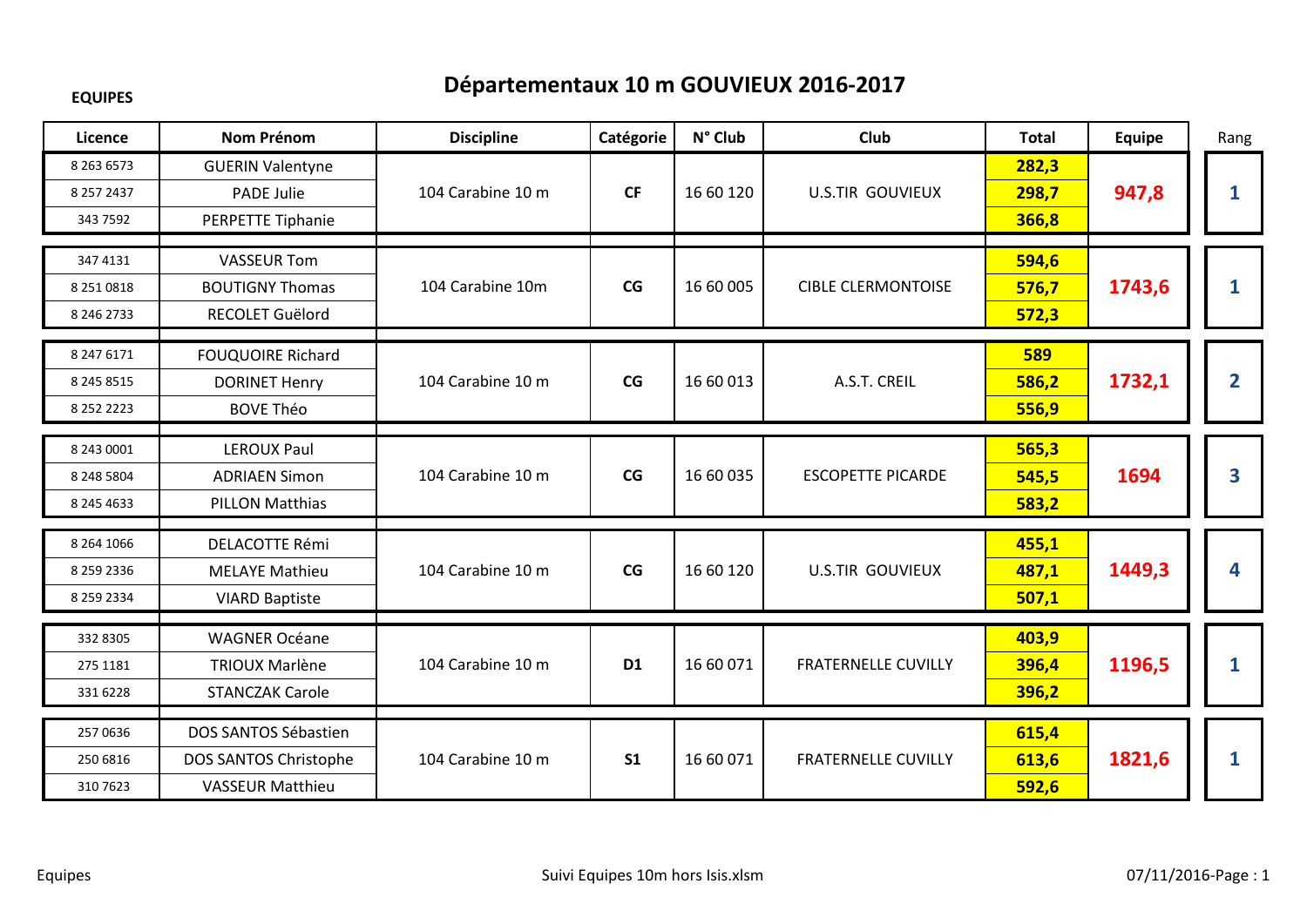**EQUIPES**

# Départementaux 10 m GOUVIEUX 2016-2017

| Licence | Nom Prénom | Discipline | Catégorie | N° Club | Club | Total | Equipe | Rang |
|---|---|---|---|---|---|---|---|---|
| 8 263 6573 | GUERIN Valentyne | 104 Carabine 10 m | CF | 16 60 120 | U.S.TIR GOUVIEUX | 282,3 | 947,8 | 1 |
| 8 257 2437 | PADE Julie | | | | | 298,7 | | |
| 343 7592 | PERPETTE Tiphanie | | | | | 366,8 | | |
| 347 4131 | VASSEUR Tom | 104 Carabine 10m | CG | 16 60 005 | CIBLE CLERMONTOISE | 594,6 | 1743,6 | 1 |
| 8 251 0818 | BOUTIGNY Thomas | | | | | 576,7 | | |
| 8 246 2733 | RECOLET Guëlord | | | | | 572,3 | | |
| 8 247 6171 | FOUQUOIRE Richard | 104 Carabine 10 m | CG | 16 60 013 | A.S.T. CREIL | 589 | 1732,1 | 2 |
| 8 245 8515 | DORINET Henry | | | | | 586,2 | | |
| 8 252 2223 | BOVE Théo | | | | | 556,9 | | |
| 8 243 0001 | LEROUX Paul | 104 Carabine 10 m | CG | 16 60 035 | ESCOPETTE PICARDE | 565,3 | 1694 | 3 |
| 8 248 5804 | ADRIAEN Simon | | | | | 545,5 | | |
| 8 245 4633 | PILLON Matthias | | | | | 583,2 | | |
| 8 264 1066 | DELACOTTE Rémi | 104 Carabine 10 m | CG | 16 60 120 | U.S.TIR GOUVIEUX | 455,1 | 1449,3 | 4 |
| 8 259 2336 | MELAYE Mathieu | | | | | 487,1 | | |
| 8 259 2334 | VIARD Baptiste | | | | | 507,1 | | |
| 332 8305 | WAGNER Océane | 104 Carabine 10 m | D1 | 16 60 071 | FRATERNELLE CUVILLY | 403,9 | 1196,5 | 1 |
| 275 1181 | TRIOUX Marlène | | | | | 396,4 | | |
| 331 6228 | STANCZAK Carole | | | | | 396,2 | | |
| 257 0636 | DOS SANTOS Sébastien | 104 Carabine 10 m | S1 | 16 60 071 | FRATERNELLE CUVILLY | 615,4 | 1821,6 | 1 |
| 250 6816 | DOS SANTOS Christophe | | | | | 613,6 | | |
| 310 7623 | VASSEUR Matthieu | | | | | 592,6 | | |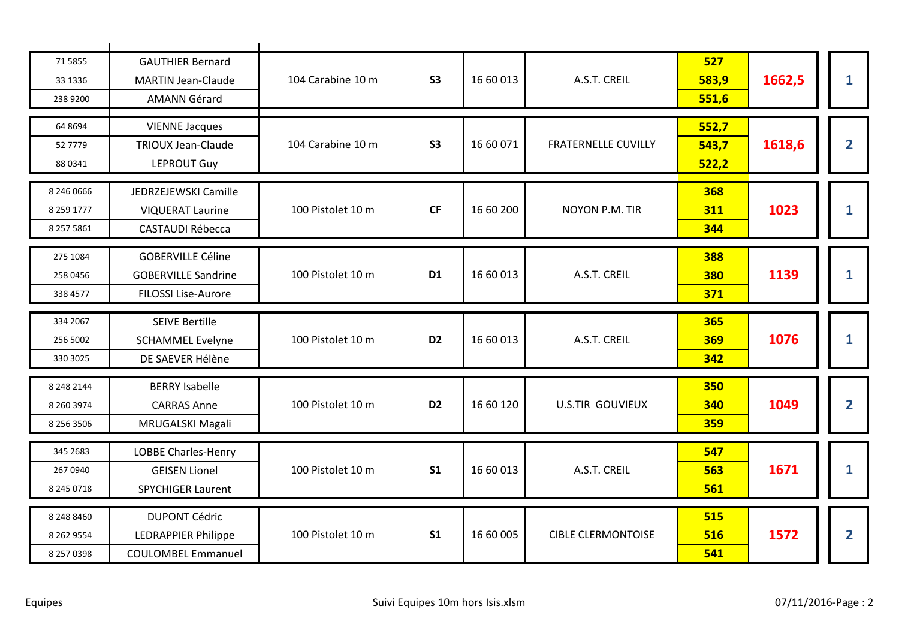| | | | | | | | | |
|---|---|---|---|---|---|---|---|---|
| 71 5855 | GAUTHIER Bernard | 104 Carabine 10 m | **S3** | 16 60 013 | A.S.T. CREIL | **527** | **1662,5** | **1** |
| 33 1336 | MARTIN Jean-Claude | | | | | **583,9** | | |
| 238 9200 | AMANN Gérard | | | | | **551,6** | | |
| 64 8694 | VIENNE Jacques | 104 Carabine 10 m | **S3** | 16 60 071 | FRATERNELLE CUVILLY | **552,7** | **1618,6** | **2** |
| 52 7779 | TRIOUX Jean-Claude | | | | | **543,7** | | |
| 88 0341 | LEPROUT Guy | | | | | **522,2** | | |
| 8 246 0666 | JEDRZEJEWSKI Camille | 100 Pistolet 10 m | **CF** | 16 60 200 | NOYON P.M. TIR | **368** | **1023** | **1** |
| 8 259 1777 | VIQUERAT Laurine | | | | | **311** | | |
| 8 257 5861 | CASTAUDI Rébecca | | | | | **344** | | |
| 275 1084 | GOBERVILLE Céline | 100 Pistolet 10 m | **D1** | 16 60 013 | A.S.T. CREIL | **388** | **1139** | **1** |
| 258 0456 | GOBERVILLE Sandrine | | | | | **380** | | |
| 338 4577 | FILOSSI Lise-Aurore | | | | | **371** | | |
| 334 2067 | SEIVE Bertille | 100 Pistolet 10 m | **D2** | 16 60 013 | A.S.T. CREIL | **365** | **1076** | **1** |
| 256 5002 | SCHAMMEL Evelyne | | | | | **369** | | |
| 330 3025 | DE SAEVER Hélène | | | | | **342** | | |
| 8 248 2144 | BERRY Isabelle | 100 Pistolet 10 m | **D2** | 16 60 120 | U.S.TIR GOUVIEUX | **350** | **1049** | **2** |
| 8 260 3974 | CARRAS Anne | | | | | **340** | | |
| 8 256 3506 | MRUGALSKI Magali | | | | | **359** | | |
| 345 2683 | LOBBE Charles-Henry | 100 Pistolet 10 m | **S1** | 16 60 013 | A.S.T. CREIL | **547** | **1671** | **1** |
| 267 0940 | GEISEN Lionel | | | | | **563** | | |
| 8 245 0718 | SPYCHIGER Laurent | | | | | **561** | | |
| 8 248 8460 | DUPONT Cédric | 100 Pistolet 10 m | **S1** | 16 60 005 | CIBLE CLERMONTOISE | **515** | **1572** | **2** |
| 8 262 9554 | LEDRAPPIER Philippe | | | | | **516** | | |
| 8 257 0398 | COULOMBEL Emmanuel | | | | | **541** | | |

Equipes — Suivi Equipes 10m hors Isis.xlsm — 07/11/2016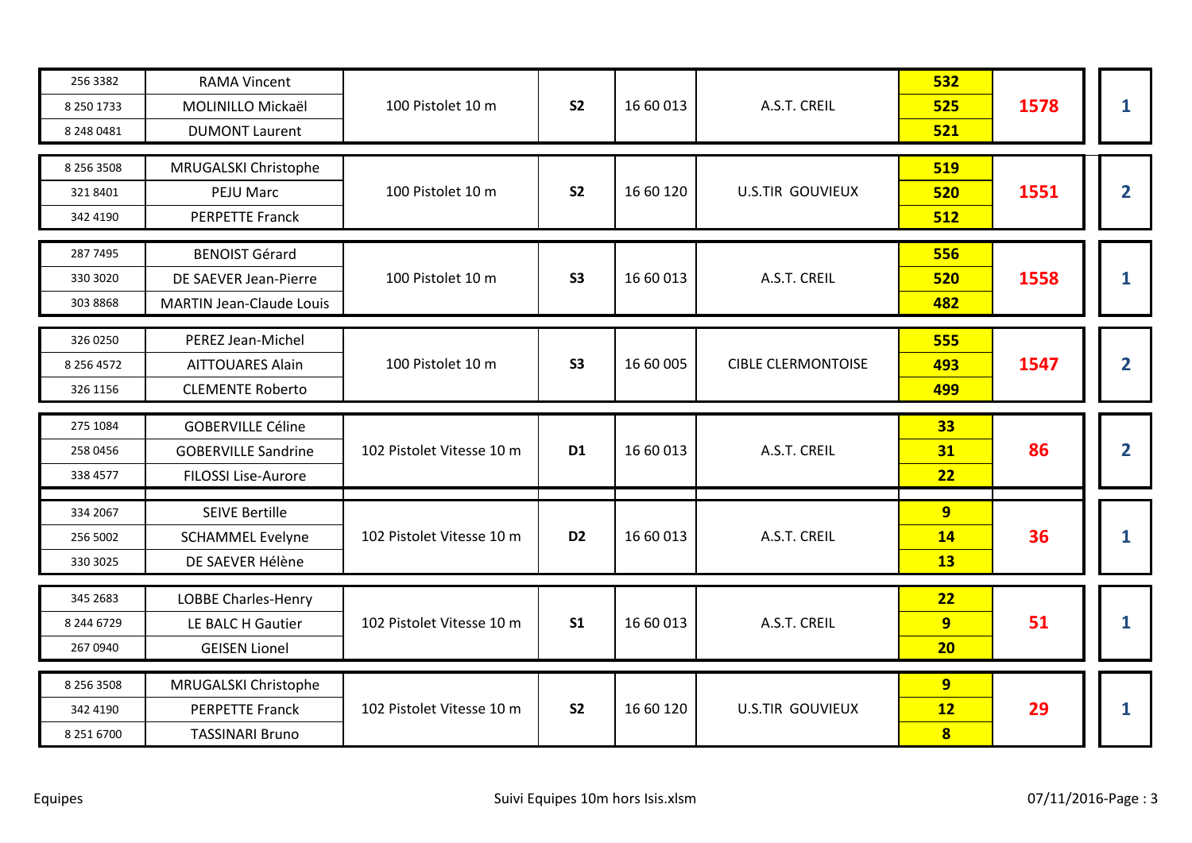| | | | | | | | | |
|---|---|---|---|---|---|---|---|---|
| 256 3382 | RAMA Vincent | 100 Pistolet 10 m | S2 | 16 60 013 | A.S.T. CREIL | 532 | 1578 | 1 |
| 8 250 1733 | MOLINILLO Mickaël | | | | | 525 | | |
| 8 248 0481 | DUMONT Laurent | | | | | 521 | | |
| 8 256 3508 | MRUGALSKI Christophe | 100 Pistolet 10 m | S2 | 16 60 120 | U.S.TIR GOUVIEUX | 519 | 1551 | 2 |
| 321 8401 | PEJU Marc | | | | | 520 | | |
| 342 4190 | PERPETTE Franck | | | | | 512 | | |
| 287 7495 | BENOIST Gérard | 100 Pistolet 10 m | S3 | 16 60 013 | A.S.T. CREIL | 556 | 1558 | 1 |
| 330 3020 | DE SAEVER Jean-Pierre | | | | | 520 | | |
| 303 8868 | MARTIN Jean-Claude Louis | | | | | 482 | | |
| 326 0250 | PEREZ Jean-Michel | 100 Pistolet 10 m | S3 | 16 60 005 | CIBLE CLERMONTOISE | 555 | 1547 | 2 |
| 8 256 4572 | AITTOUARES Alain | | | | | 493 | | |
| 326 1156 | CLEMENTE Roberto | | | | | 499 | | |
| 275 1084 | GOBERVILLE Céline | 102 Pistolet Vitesse 10 m | D1 | 16 60 013 | A.S.T. CREIL | 33 | 86 | 2 |
| 258 0456 | GOBERVILLE Sandrine | | | | | 31 | | |
| 338 4577 | FILOSSI Lise-Aurore | | | | | 22 | | |
| 334 2067 | SEIVE Bertille | 102 Pistolet Vitesse 10 m | D2 | 16 60 013 | A.S.T. CREIL | 9 | 36 | 1 |
| 256 5002 | SCHAMMEL Evelyne | | | | | 14 | | |
| 330 3025 | DE SAEVER Hélène | | | | | 13 | | |
| 345 2683 | LOBBE Charles-Henry | 102 Pistolet Vitesse 10 m | S1 | 16 60 013 | A.S.T. CREIL | 22 | 51 | 1 |
| 8 244 6729 | LE BALC H Gautier | | | | | 9 | | |
| 267 0940 | GEISEN Lionel | | | | | 20 | | |
| 8 256 3508 | MRUGALSKI Christophe | 102 Pistolet Vitesse 10 m | S2 | 16 60 120 | U.S.TIR GOUVIEUX | 9 | 29 | 1 |
| 342 4190 | PERPETTE Franck | | | | | 12 | | |
| 8 251 6700 | TASSINARI Bruno | | | | | 8 | | |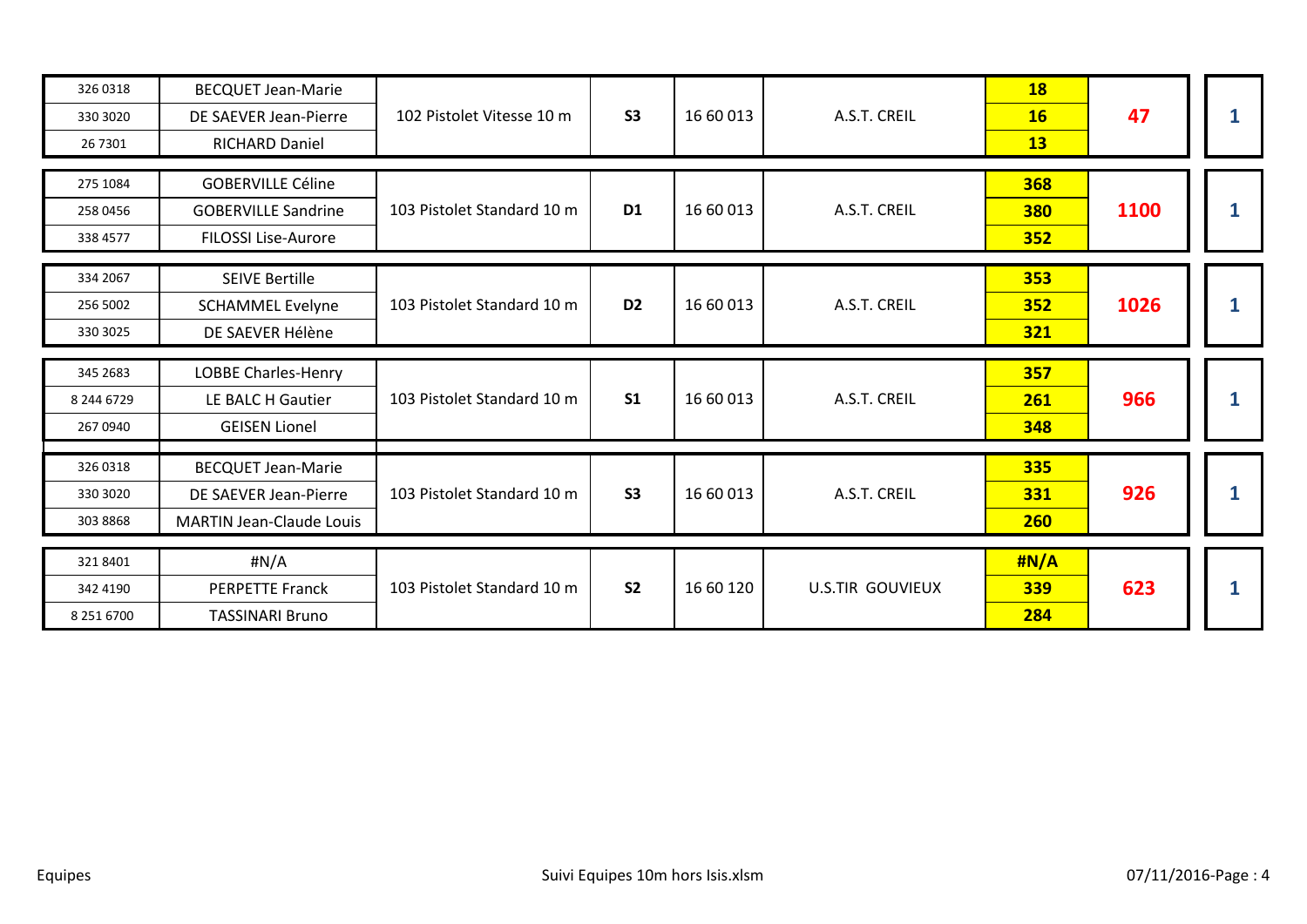| | | | | | | | | |
|---|---|---|---|---|---|---|---|---|
| 326 0318 | BECQUET Jean-Marie | 102 Pistolet Vitesse 10 m | S3 | 16 60 013 | A.S.T. CREIL | 18 | 47 | 1 |
| 330 3020 | DE SAEVER Jean-Pierre | | | | | 16 | | |
| 26 7301 | RICHARD Daniel | | | | | 13 | | |
| 275 1084 | GOBERVILLE Céline | 103 Pistolet Standard 10 m | D1 | 16 60 013 | A.S.T. CREIL | 368 | 1100 | 1 |
| 258 0456 | GOBERVILLE Sandrine | | | | | 380 | | |
| 338 4577 | FILOSSI Lise-Aurore | | | | | 352 | | |
| 334 2067 | SEIVE Bertille | 103 Pistolet Standard 10 m | D2 | 16 60 013 | A.S.T. CREIL | 353 | 1026 | 1 |
| 256 5002 | SCHAMMEL Evelyne | | | | | 352 | | |
| 330 3025 | DE SAEVER Hélène | | | | | 321 | | |
| 345 2683 | LOBBE Charles-Henry | 103 Pistolet Standard 10 m | S1 | 16 60 013 | A.S.T. CREIL | 357 | 966 | 1 |
| 8 244 6729 | LE BALC H Gautier | | | | | 261 | | |
| 267 0940 | GEISEN Lionel | | | | | 348 | | |
| 326 0318 | BECQUET Jean-Marie | 103 Pistolet Standard 10 m | S3 | 16 60 013 | A.S.T. CREIL | 335 | 926 | 1 |
| 330 3020 | DE SAEVER Jean-Pierre | | | | | 331 | | |
| 303 8868 | MARTIN Jean-Claude Louis | | | | | 260 | | |
| 321 8401 | #N/A | 103 Pistolet Standard 10 m | S2 | 16 60 120 | U.S.TIR GOUVIEUX | #N/A | 623 | 1 |
| 342 4190 | PERPETTE Franck | | | | | 339 | | |
| 8 251 6700 | TASSINARI Bruno | | | | | 284 | | |